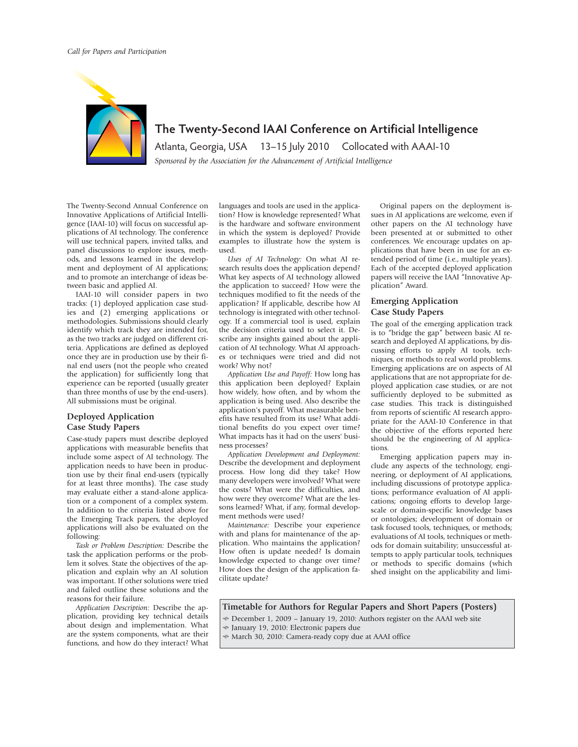# The Twenty-Second IAAI Conference on Artificial Intelligence

Atlanta, Georgia, USA 13–15 July 2010 Collocated with AAAI-10

*Sponsored by the Association for the Advancement of Artificial Intelligence*

The Twenty-Second Annual Conference on Innovative Applications of Artificial Intelligence (IAAI-10) will focus on successful applications of AI technology. The conference will use technical papers, invited talks, and panel discussions to explore issues, methods, and lessons learned in the development and deployment of AI applications; and to promote an interchange of ideas between basic and applied AI.

IAAI-10 will consider papers in two tracks: (1) deployed application case studies and (2) emerging applications or methodologies. Submissions should clearly identify which track they are intended for, as the two tracks are judged on different criteria. Applications are defined as deployed once they are in production use by their final end users (not the people who created the application) for sufficiently long that experience can be reported (usually greater than three months of use by the end-users). All submissions must be original.

## Deployed Application Case Study Papers

Case-study papers must describe deployed applications with measurable benefits that include some aspect of AI technology. The application needs to have been in production use by their final end-users (typically for at least three months). The case study may evaluate either a stand-alone application or a component of a complex system. In addition to the criteria listed above for the Emerging Track papers, the deployed applications will also be evaluated on the following:

*Task or Problem Description:* Describe the task the application performs or the problem it solves. State the objectives of the application and explain why an AI solution was important. If other solutions were tried and failed outline these solutions and the reasons for their failure.

*Application Description:* Describe the application, providing key technical details about design and implementation. What are the system components, what are their functions, and how do they interact? What languages and tools are used in the application? How is knowledge represented? What is the hardware and software environment in which the system is deployed? Provide examples to illustrate how the system is used.

*Uses of AI Technology:* On what AI research results does the application depend? What key aspects of AI technology allowed the application to succeed? How were the techniques modified to fit the needs of the application? If applicable, describe how AI technology is integrated with other technology. If a commercial tool is used, explain the decision criteria used to select it. Describe any insights gained about the application of AI technology. What AI approaches or techniques were tried and did not work? Why not?

*Application Use and Payoff:* How long has this application been deployed? Explain how widely, how often, and by whom the application is being used. Also describe the application's payoff. What measurable benefits have resulted from its use? What additional benefits do you expect over time? What impacts has it had on the users' business processes?

*Application Development and Deployment:* Describe the development and deployment process. How long did they take? How many developers were involved? What were the costs? What were the difficulties, and how were they overcome? What are the lessons learned? What, if any, formal development methods were used?

*Maintenance:* Describe your experience with and plans for maintenance of the application. Who maintains the application? How often is update needed? Is domain knowledge expected to change over time? How does the design of the application facilitate update?

Original papers on the deployment issues in AI applications are welcome, even if other papers on the AI technology have been presented at or submitted to other conferences. We encourage updates on applications that have been in use for an extended period of time (i.e., multiple years). Each of the accepted deployed application papers will receive the IAAI "Innovative Application" Award.

## Emerging Application Case Study Papers

The goal of the emerging application track is to "bridge the gap" between basic AI research and deployed AI applications, by discussing efforts to apply AI tools, techniques, or methods to real world problems. Emerging applications are on aspects of AI applications that are not appropriate for deployed application case studies, or are not sufficiently deployed to be submitted as case studies. This track is distinguished from reports of scientific AI research appropriate for the AAAI-10 Conference in that the objective of the efforts reported here should be the engineering of AI applications.

Emerging application papers may include any aspects of the technology, engineering, or deployment of AI applications, including discussions of prototype applications; performance evaluation of AI applications; ongoing efforts to develop large-scale or domain-specific knowledge bases or ontologies; development of domain or task focused tools, techniques, or methods; evaluations of AI tools, techniques or methods for domain suitability; unsuccessful attempts to apply particular tools, techniques or methods to specific domains (which shed insight on the applicability and limi-

**Timetable for Authors for Regular Papers and Short Papers (Posters)**

- December 1, 2009 – January 19, 2010: Authors register on the AAAI web site
- January 19, 2010: Electronic papers due
- March 30, 2010: Camera-ready copy due at AAAI office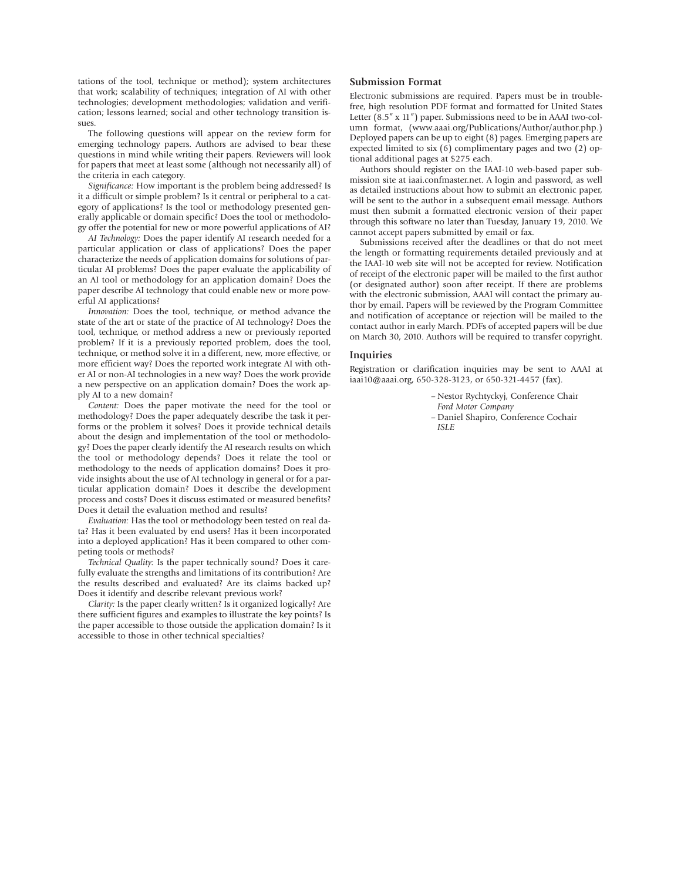tations of the tool, technique or method); system architectures that work; scalability of techniques; integration of AI with other technologies; development methodologies; validation and verification; lessons learned; social and other technology transition issues.

The following questions will appear on the review form for emerging technology papers. Authors are advised to bear these questions in mind while writing their papers. Reviewers will look for papers that meet at least some (although not necessarily all) of the criteria in each category.

*Significance:* How important is the problem being addressed? Is it a difficult or simple problem? Is it central or peripheral to a category of applications? Is the tool or methodology presented generally applicable or domain specific? Does the tool or methodology offer the potential for new or more powerful applications of AI?

*AI Technology:* Does the paper identify AI research needed for a particular application or class of applications? Does the paper characterize the needs of application domains for solutions of particular AI problems? Does the paper evaluate the applicability of an AI tool or methodology for an application domain? Does the paper describe AI technology that could enable new or more powerful AI applications?

*Innovation:* Does the tool, technique, or method advance the state of the art or state of the practice of AI technology? Does the tool, technique, or method address a new or previously reported problem? If it is a previously reported problem, does the tool, technique, or method solve it in a different, new, more effective, or more efficient way? Does the reported work integrate AI with other AI or non-AI technologies in a new way? Does the work provide a new perspective on an application domain? Does the work apply AI to a new domain?

*Content:* Does the paper motivate the need for the tool or methodology? Does the paper adequately describe the task it performs or the problem it solves? Does it provide technical details about the design and implementation of the tool or methodology? Does the paper clearly identify the AI research results on which the tool or methodology depends? Does it relate the tool or methodology to the needs of application domains? Does it provide insights about the use of AI technology in general or for a particular application domain? Does it describe the development process and costs? Does it discuss estimated or measured benefits? Does it detail the evaluation method and results?

*Evaluation:* Has the tool or methodology been tested on real data? Has it been evaluated by end users? Has it been incorporated into a deployed application? Has it been compared to other competing tools or methods?

*Technical Quality:* Is the paper technically sound? Does it carefully evaluate the strengths and limitations of its contribution? Are the results described and evaluated? Are its claims backed up? Does it identify and describe relevant previous work?

*Clarity:* Is the paper clearly written? Is it organized logically? Are there sufficient figures and examples to illustrate the key points? Is the paper accessible to those outside the application domain? Is it accessible to those in other technical specialties?

## Submission Format

Electronic submissions are required. Papers must be in trouble-free, high resolution PDF format and formatted for United States Letter (8.5″ x 11″) paper. Submissions need to be in AAAI two-column format, (www.aaai.org/Publications/Author/author.php.) Deployed papers can be up to eight (8) pages. Emerging papers are expected limited to six (6) complimentary pages and two (2) optional additional pages at $275 each.

Authors should register on the IAAI-10 web-based paper submission site at iaai.confmaster.net. A login and password, as well as detailed instructions about how to submit an electronic paper, will be sent to the author in a subsequent email message. Authors must then submit a formatted electronic version of their paper through this software no later than Tuesday, January 19, 2010. We cannot accept papers submitted by email or fax.

Submissions received after the deadlines or that do not meet the length or formatting requirements detailed previously and at the IAAI-10 web site will not be accepted for review. Notification of receipt of the electronic paper will be mailed to the first author (or designated author) soon after receipt. If there are problems with the electronic submission, AAAI will contact the primary author by email. Papers will be reviewed by the Program Committee and notification of acceptance or rejection will be mailed to the contact author in early March. PDFs of accepted papers will be due on March 30, 2010. Authors will be required to transfer copyright.

## Inquiries

Registration or clarification inquiries may be sent to AAAI at iaai10@aaai.org, 650-328-3123, or 650-321-4457 (fax).

– Nestor Rychtyckyj, Conference Chair
*Ford Motor Company*

– Daniel Shapiro, Conference Cochair
*ISLE*